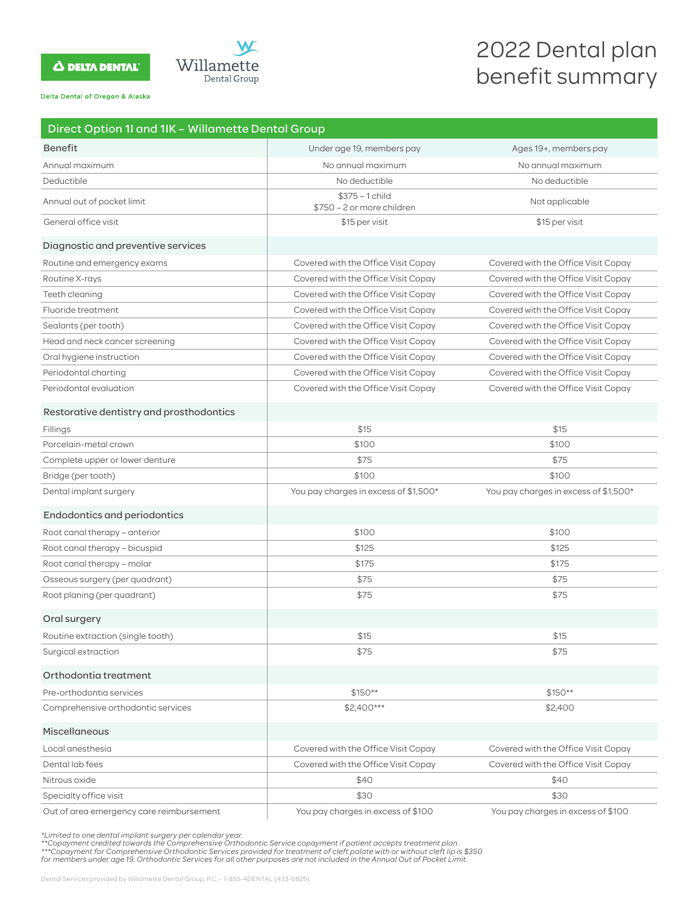Delta Dental of Oregon & Alaska

Willamette Dental Group

# 2022 Dental plan benefit summary

## Direct Option 1I and 1IK – Willamette Dental Group

| Benefit | Under age 19, members pay | Ages 19+, members pay |
|---|---|---|
| Annual maximum | No annual maximum | No annual maximum |
| Deductible | No deductible | No deductible |
| Annual out of pocket limit | $375 – 1 child<br>$750 – 2 or more children | Not applicable |
| General office visit | $15 per visit | $15 per visit |
| **Diagnostic and preventive services** | | |
| Routine and emergency exams | Covered with the Office Visit Copay | Covered with the Office Visit Copay |
| Routine X-rays | Covered with the Office Visit Copay | Covered with the Office Visit Copay |
| Teeth cleaning | Covered with the Office Visit Copay | Covered with the Office Visit Copay |
| Fluoride treatment | Covered with the Office Visit Copay | Covered with the Office Visit Copay |
| Sealants (per tooth) | Covered with the Office Visit Copay | Covered with the Office Visit Copay |
| Head and neck cancer screening | Covered with the Office Visit Copay | Covered with the Office Visit Copay |
| Oral hygiene instruction | Covered with the Office Visit Copay | Covered with the Office Visit Copay |
| Periodontal charting | Covered with the Office Visit Copay | Covered with the Office Visit Copay |
| Periodontal evaluation | Covered with the Office Visit Copay | Covered with the Office Visit Copay |
| **Restorative dentistry and prosthodontics** | | |
| Fillings | $15 | $15 |
| Porcelain-metal crown | $100 | $100 |
| Complete upper or lower denture | $75 | $75 |
| Bridge (per tooth) | $100 | $100 |
| Dental implant surgery | You pay charges in excess of $1,500* | You pay charges in excess of $1,500* |
| **Endodontics and periodontics** | | |
| Root canal therapy – anterior | $100 | $100 |
| Root canal therapy – bicuspid | $125 | $125 |
| Root canal therapy – molar | $175 | $175 |
| Osseous surgery (per quadrant) | $75 | $75 |
| Root planing (per quadrant) | $75 | $75 |
| **Oral surgery** | | |
| Routine extraction (single tooth) | $15 | $15 |
| Surgical extraction | $75 | $75 |
| **Orthodontia treatment** | | |
| Pre-orthodontia services | $150** | $150** |
| Comprehensive orthodontic services | $2,400*** | $2,400 |
| **Miscellaneous** | | |
| Local anesthesia | Covered with the Office Visit Copay | Covered with the Office Visit Copay |
| Dental lab fees | Covered with the Office Visit Copay | Covered with the Office Visit Copay |
| Nitrous oxide | $40 | $40 |
| Specialty office visit | $30 | $30 |
| Out of area emergency care reimbursement | You pay charges in excess of $100 | You pay charges in excess of $100 |

*Limited to one dental implant surgery per calendar year.*
***Copayment credited towards the Comprehensive Orthodontic Service copayment if patient accepts treatment plan.*
****Copayment for Comprehensive Orthodontic Services provided for treatment of cleft palate with or without cleft lip is $350 for members under age 19. Orthodontic Services for all other purposes are not included in the Annual Out of Pocket Limit.*

Dental Services provided by Willamette Dental Group, P.C. - 1-855-4DENTAL (433-6825)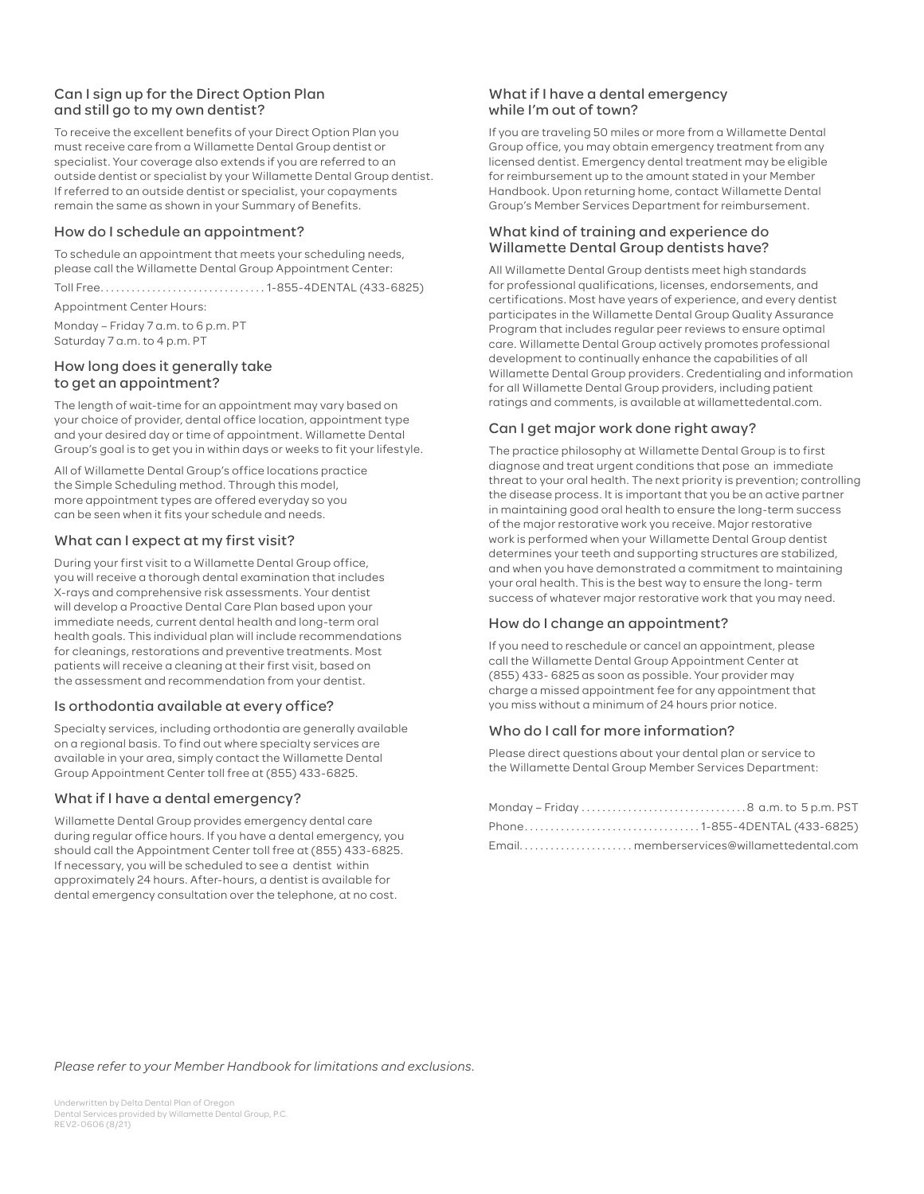## Can I sign up for the Direct Option Plan and still go to my own dentist?

To receive the excellent benefits of your Direct Option Plan you must receive care from a Willamette Dental Group dentist or specialist. Your coverage also extends if you are referred to an outside dentist or specialist by your Willamette Dental Group dentist. If referred to an outside dentist or specialist, your copayments remain the same as shown in your Summary of Benefits.

## How do I schedule an appointment?

To schedule an appointment that meets your scheduling needs, please call the Willamette Dental Group Appointment Center:

Toll Free. . . . . . . . . . . . . . . . . . . . . . . . . . . . . . . . 1-855-4DENTAL (433-6825)

Appointment Center Hours:

Monday – Friday 7 a.m. to 6 p.m. PT
Saturday 7 a.m. to 4 p.m. PT

## How long does it generally take to get an appointment?

The length of wait-time for an appointment may vary based on your choice of provider, dental office location, appointment type and your desired day or time of appointment. Willamette Dental Group's goal is to get you in within days or weeks to fit your lifestyle.

All of Willamette Dental Group's office locations practice the Simple Scheduling method. Through this model, more appointment types are offered everyday so you can be seen when it fits your schedule and needs.

## What can I expect at my first visit?

During your first visit to a Willamette Dental Group office, you will receive a thorough dental examination that includes X-rays and comprehensive risk assessments. Your dentist will develop a Proactive Dental Care Plan based upon your immediate needs, current dental health and long-term oral health goals. This individual plan will include recommendations for cleanings, restorations and preventive treatments. Most patients will receive a cleaning at their first visit, based on the assessment and recommendation from your dentist.

## Is orthodontia available at every office?

Specialty services, including orthodontia are generally available on a regional basis. To find out where specialty services are available in your area, simply contact the Willamette Dental Group Appointment Center toll free at (855) 433-6825.

## What if I have a dental emergency?

Willamette Dental Group provides emergency dental care during regular office hours. If you have a dental emergency, you should call the Appointment Center toll free at (855) 433-6825. If necessary, you will be scheduled to see a dentist within approximately 24 hours. After-hours, a dentist is available for dental emergency consultation over the telephone, at no cost.

## What if I have a dental emergency while I'm out of town?

If you are traveling 50 miles or more from a Willamette Dental Group office, you may obtain emergency treatment from any licensed dentist. Emergency dental treatment may be eligible for reimbursement up to the amount stated in your Member Handbook. Upon returning home, contact Willamette Dental Group's Member Services Department for reimbursement.

## What kind of training and experience do Willamette Dental Group dentists have?

All Willamette Dental Group dentists meet high standards for professional qualifications, licenses, endorsements, and certifications. Most have years of experience, and every dentist participates in the Willamette Dental Group Quality Assurance Program that includes regular peer reviews to ensure optimal care. Willamette Dental Group actively promotes professional development to continually enhance the capabilities of all Willamette Dental Group providers. Credentialing and information for all Willamette Dental Group providers, including patient ratings and comments, is available at willamettedental.com.

## Can I get major work done right away?

The practice philosophy at Willamette Dental Group is to first diagnose and treat urgent conditions that pose an immediate threat to your oral health. The next priority is prevention; controlling the disease process. It is important that you be an active partner in maintaining good oral health to ensure the long-term success of the major restorative work you receive. Major restorative work is performed when your Willamette Dental Group dentist determines your teeth and supporting structures are stabilized, and when you have demonstrated a commitment to maintaining your oral health. This is the best way to ensure the long- term success of whatever major restorative work that you may need.

## How do I change an appointment?

If you need to reschedule or cancel an appointment, please call the Willamette Dental Group Appointment Center at (855) 433- 6825 as soon as possible. Your provider may charge a missed appointment fee for any appointment that you miss without a minimum of 24 hours prior notice.

## Who do I call for more information?

Please direct questions about your dental plan or service to the Willamette Dental Group Member Services Department:

Monday – Friday . . . . . . . . . . . . . . . . . . . . . . . . . . . . . . . 8 a.m. to 5 p.m. PST
Phone. . . . . . . . . . . . . . . . . . . . . . . . . . . . . . . . . 1-855-4DENTAL (433-6825)
Email. . . . . . . . . . . . . . . . . . . . . . memberservices@willamettedental.com

*Please refer to your Member Handbook for limitations and exclusions.*

Underwritten by Delta Dental Plan of Oregon
Dental Services provided by Willamette Dental Group, P.C.
REV2-0606 (8/21)